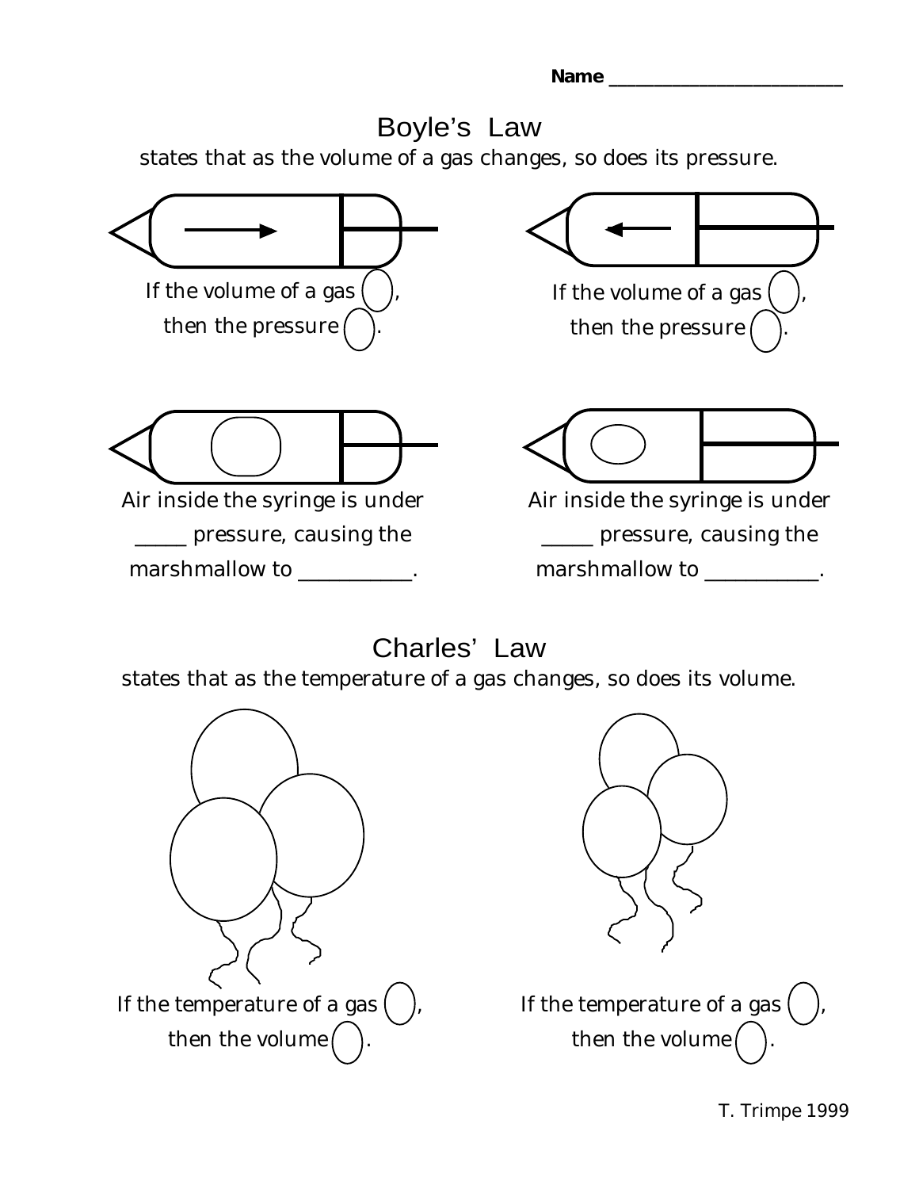Name ______________________

## Boyle's Law

states that as the volume of a gas changes, so does its pressure.

If the volume of a gas ( ),
then the pressure ( ).

If the volume of a gas ( ),
then the pressure ( ).

Air inside the syringe is under _____ pressure, causing the marshmallow to __________.

Air inside the syringe is under _____ pressure, causing the marshmallow to __________.

## Charles' Law

states that as the temperature of a gas changes, so does its volume.

If the temperature of a gas ( ),
then the volume ( ).

If the temperature of a gas ( ),
then the volume ( ).

T. Trimpe 1999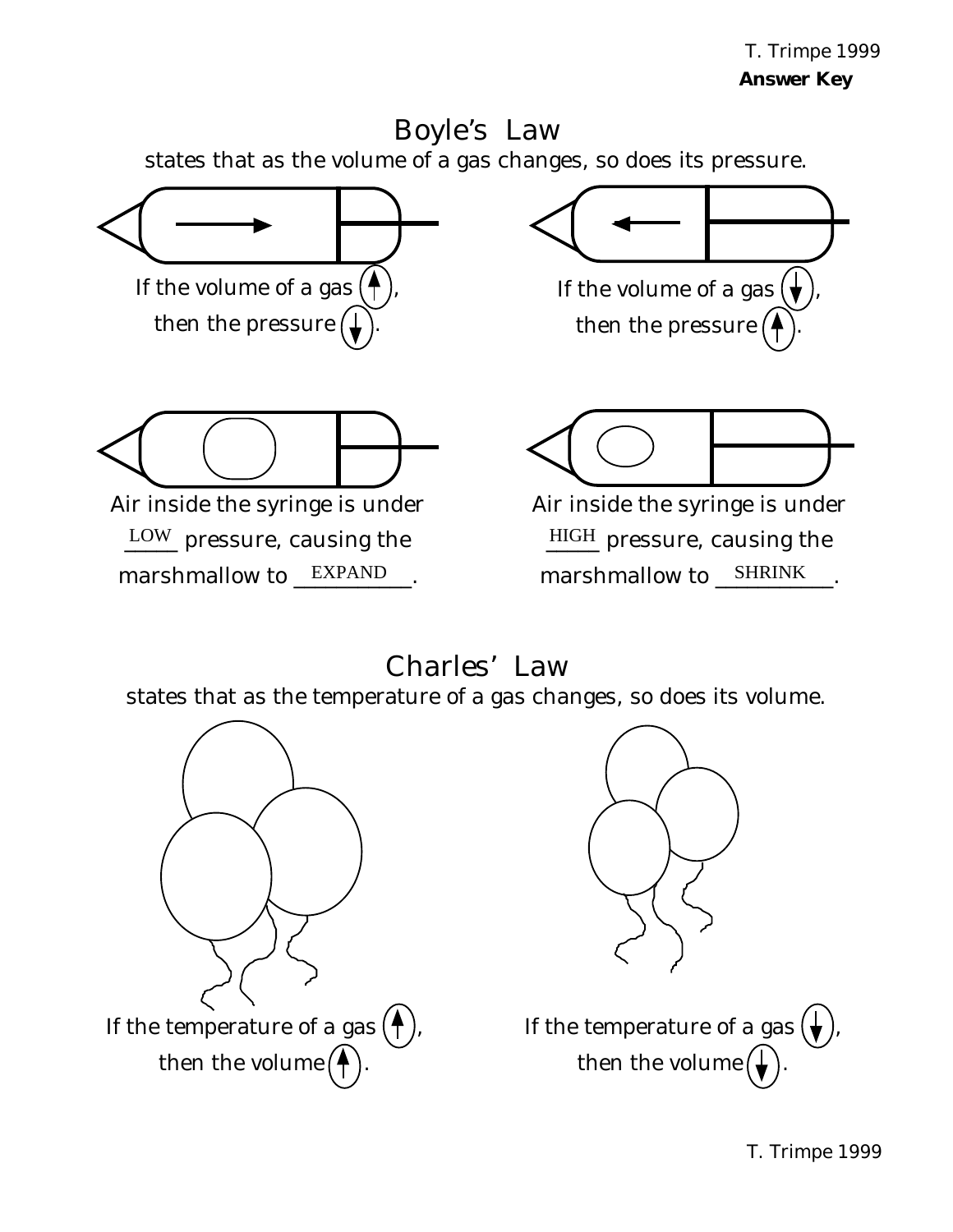**Answer Key**

## Boyle's Law

states that as the volume of a gas changes, so does its pressure.

If the volume of a gas ↑, then the pressure ↓.

If the volume of a gas ↓, then the pressure ↑.

Air inside the syringe is under LOW pressure, causing the marshmallow to EXPAND.

Air inside the syringe is under HIGH pressure, causing the marshmallow to SHRINK.

## Charles' Law

states that as the temperature of a gas changes, so does its volume.

If the temperature of a gas ↑, then the volume ↑.

If the temperature of a gas ↓, then the volume ↓.